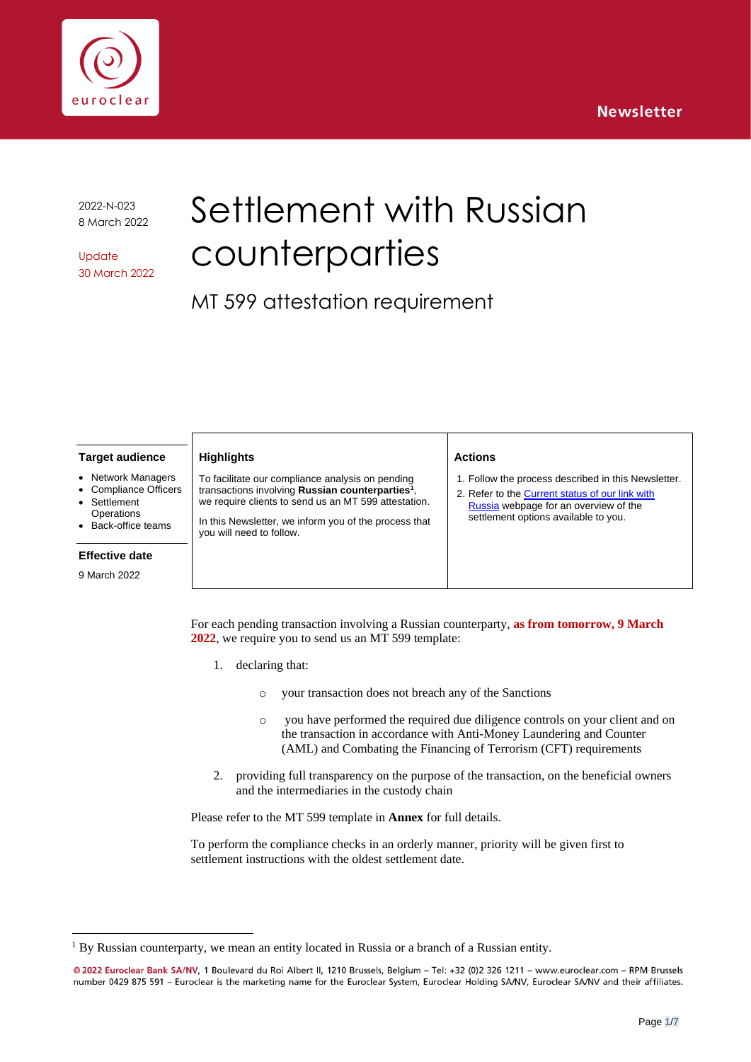Newsletter

2022-N-023
8 March 2022

Update
30 March 2022

# Settlement with Russian counterparties

## MT 599 attestation requirement

| Target audience | Highlights | Actions |
|---|---|---|
| • Network Managers<br>• Compliance Officers<br>• Settlement Operations<br>• Back-office teams<br><br>**Effective date**<br>9 March 2022 | To facilitate our compliance analysis on pending transactions involving **Russian counterparties**[1], we require clients to send us an MT 599 attestation.<br><br>In this Newsletter, we inform you of the process that you will need to follow. | 1. Follow the process described in this Newsletter.<br>2. Refer to the Current status of our link with Russia webpage for an overview of the settlement options available to you. |

For each pending transaction involving a Russian counterparty, **as from tomorrow, 9 March 2022**, we require you to send us an MT 599 template:

1. declaring that:
   - your transaction does not breach any of the Sanctions
   - you have performed the required due diligence controls on your client and on the transaction in accordance with Anti-Money Laundering and Counter (AML) and Combating the Financing of Terrorism (CFT) requirements
2. providing full transparency on the purpose of the transaction, on the beneficial owners and the intermediaries in the custody chain

Please refer to the MT 599 template in **Annex** for full details.

To perform the compliance checks in an orderly manner, priority will be given first to settlement instructions with the oldest settlement date.

[1] By Russian counterparty, we mean an entity located in Russia or a branch of a Russian entity.

© 2022 Euroclear Bank SA/NV, 1 Boulevard du Roi Albert II, 1210 Brussels, Belgium – Tel: +32 (0)2 326 1211 – www.euroclear.com – RPM Brussels number 0429 875 591 – Euroclear is the marketing name for the Euroclear System, Euroclear Holding SA/NV, Euroclear SA/NV and their affiliates.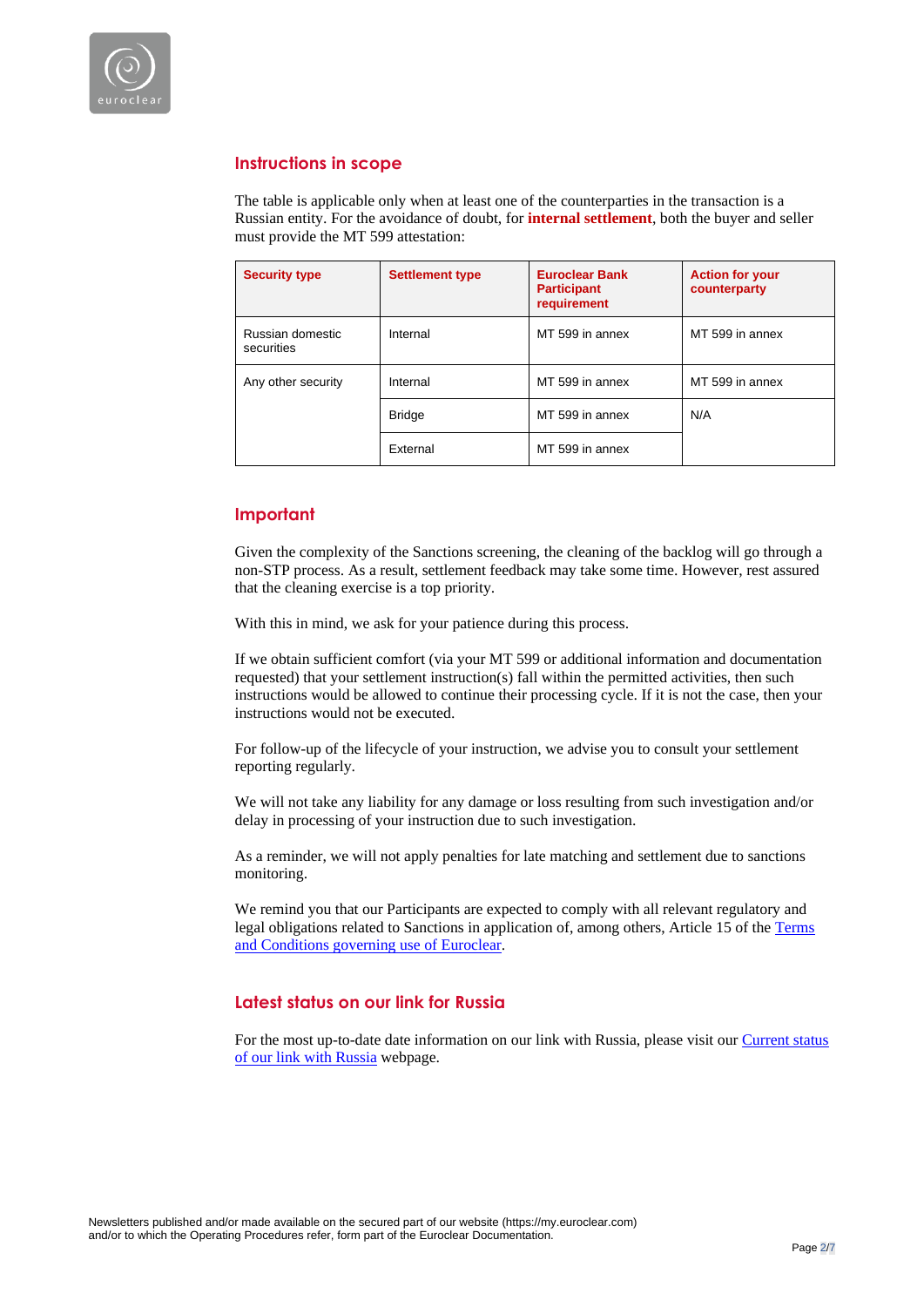## Instructions in scope

The table is applicable only when at least one of the counterparties in the transaction is a Russian entity. For the avoidance of doubt, for **internal settlement**, both the buyer and seller must provide the MT 599 attestation:

| Security type | Settlement type | Euroclear Bank Participant requirement | Action for your counterparty |
|---|---|---|---|
| Russian domestic securities | Internal | MT 599 in annex | MT 599 in annex |
| Any other security | Internal | MT 599 in annex | MT 599 in annex |
| | Bridge | MT 599 in annex | N/A |
| | External | MT 599 in annex | |

## Important

Given the complexity of the Sanctions screening, the cleaning of the backlog will go through a non-STP process. As a result, settlement feedback may take some time. However, rest assured that the cleaning exercise is a top priority.

With this in mind, we ask for your patience during this process.

If we obtain sufficient comfort (via your MT 599 or additional information and documentation requested) that your settlement instruction(s) fall within the permitted activities, then such instructions would be allowed to continue their processing cycle. If it is not the case, then your instructions would not be executed.

For follow-up of the lifecycle of your instruction, we advise you to consult your settlement reporting regularly.

We will not take any liability for any damage or loss resulting from such investigation and/or delay in processing of your instruction due to such investigation.

As a reminder, we will not apply penalties for late matching and settlement due to sanctions monitoring.

We remind you that our Participants are expected to comply with all relevant regulatory and legal obligations related to Sanctions in application of, among others, Article 15 of the Terms and Conditions governing use of Euroclear.

## Latest status on our link for Russia

For the most up-to-date date information on our link with Russia, please visit our Current status of our link with Russia webpage.

Newsletters published and/or made available on the secured part of our website (https://my.euroclear.com) and/or to which the Operating Procedures refer, form part of the Euroclear Documentation.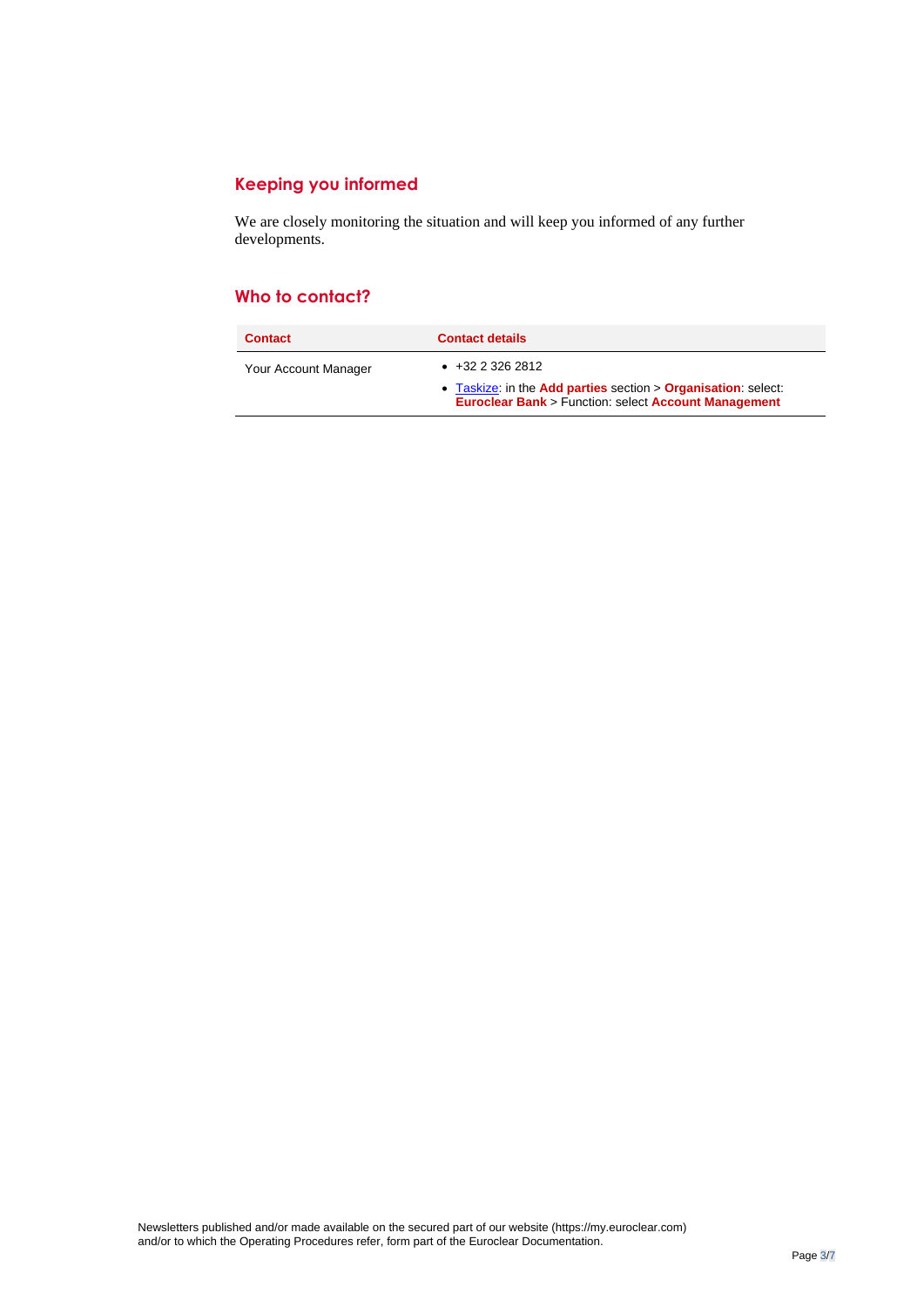## Keeping you informed

We are closely monitoring the situation and will keep you informed of any further developments.

## Who to contact?

| Contact | Contact details |
| --- | --- |
| Your Account Manager | • +32 2 326 2812<br>• Taskize: in the **Add parties** section > **Organisation**: select: **Euroclear Bank** > Function: select **Account Management** |

Newsletters published and/or made available on the secured part of our website (https://my.euroclear.com) and/or to which the Operating Procedures refer, form part of the Euroclear Documentation.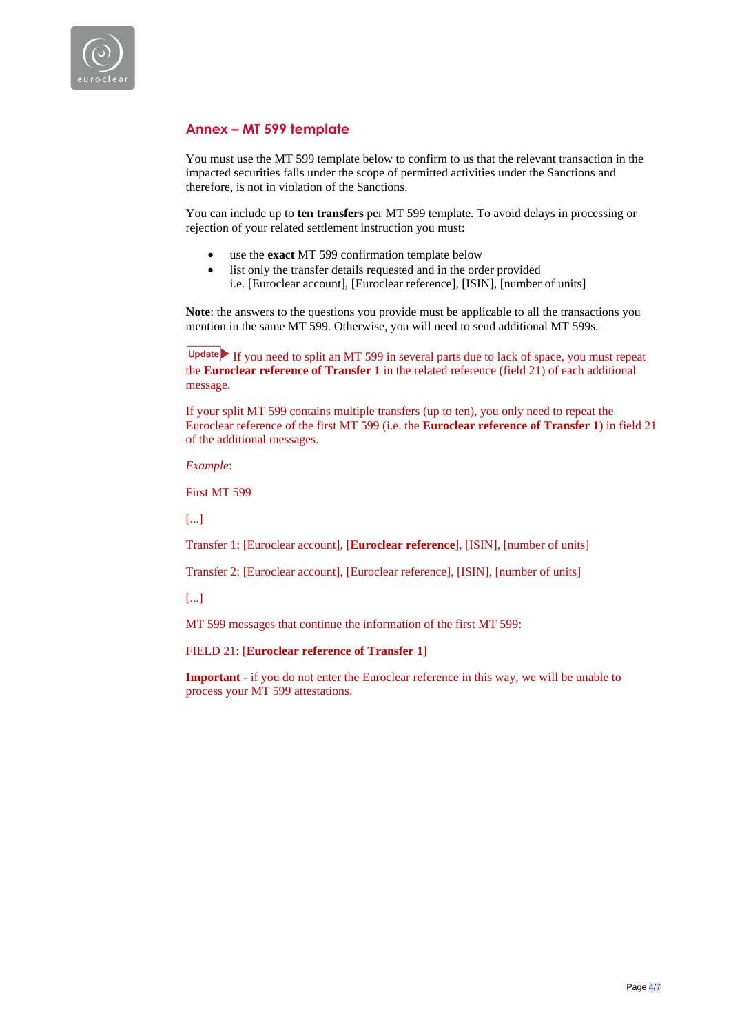## Annex – MT 599 template

You must use the MT 599 template below to confirm to us that the relevant transaction in the impacted securities falls under the scope of permitted activities under the Sanctions and therefore, is not in violation of the Sanctions.

You can include up to **ten transfers** per MT 599 template. To avoid delays in processing or rejection of your related settlement instruction you must**:**

- use the **exact** MT 599 confirmation template below
- list only the transfer details requested and in the order provided i.e. [Euroclear account], [Euroclear reference], [ISIN], [number of units]

**Note**: the answers to the questions you provide must be applicable to all the transactions you mention in the same MT 599. Otherwise, you will need to send additional MT 599s.

Update ▶ If you need to split an MT 599 in several parts due to lack of space, you must repeat the **Euroclear reference of Transfer 1** in the related reference (field 21) of each additional message.

If your split MT 599 contains multiple transfers (up to ten), you only need to repeat the Euroclear reference of the first MT 599 (i.e. the **Euroclear reference of Transfer 1**) in field 21 of the additional messages.

*Example*:

First MT 599

[...]

Transfer 1: [Euroclear account], [**Euroclear reference**], [ISIN], [number of units]

Transfer 2: [Euroclear account], [Euroclear reference], [ISIN], [number of units]

[...]

MT 599 messages that continue the information of the first MT 599:

FIELD 21: [**Euroclear reference of Transfer 1**]

**Important** - if you do not enter the Euroclear reference in this way, we will be unable to process your MT 599 attestations.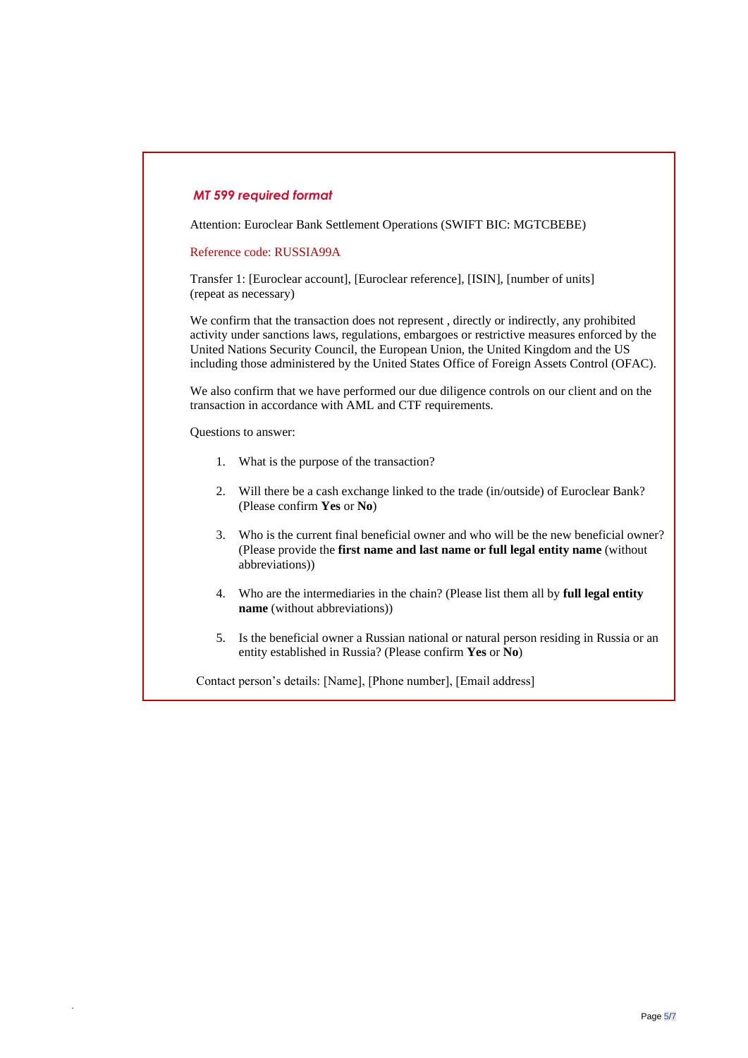***MT 599 required format***

Attention: Euroclear Bank Settlement Operations (SWIFT BIC: MGTCBEBE)

Reference code: RUSSIA99A

Transfer 1: [Euroclear account], [Euroclear reference], [ISIN], [number of units]
(repeat as necessary)

We confirm that the transaction does not represent , directly or indirectly, any prohibited activity under sanctions laws, regulations, embargoes or restrictive measures enforced by the United Nations Security Council, the European Union, the United Kingdom and the US including those administered by the United States Office of Foreign Assets Control (OFAC).

We also confirm that we have performed our due diligence controls on our client and on the transaction in accordance with AML and CTF requirements.

Questions to answer:

1. What is the purpose of the transaction?

2. Will there be a cash exchange linked to the trade (in/outside) of Euroclear Bank? (Please confirm **Yes** or **No**)

3. Who is the current final beneficial owner and who will be the new beneficial owner? (Please provide the **first name and last name or full legal entity name** (without abbreviations))

4. Who are the intermediaries in the chain? (Please list them all by **full legal entity name** (without abbreviations))

5. Is the beneficial owner a Russian national or natural person residing in Russia or an entity established in Russia? (Please confirm **Yes** or **No**)

Contact person's details: [Name], [Phone number], [Email address]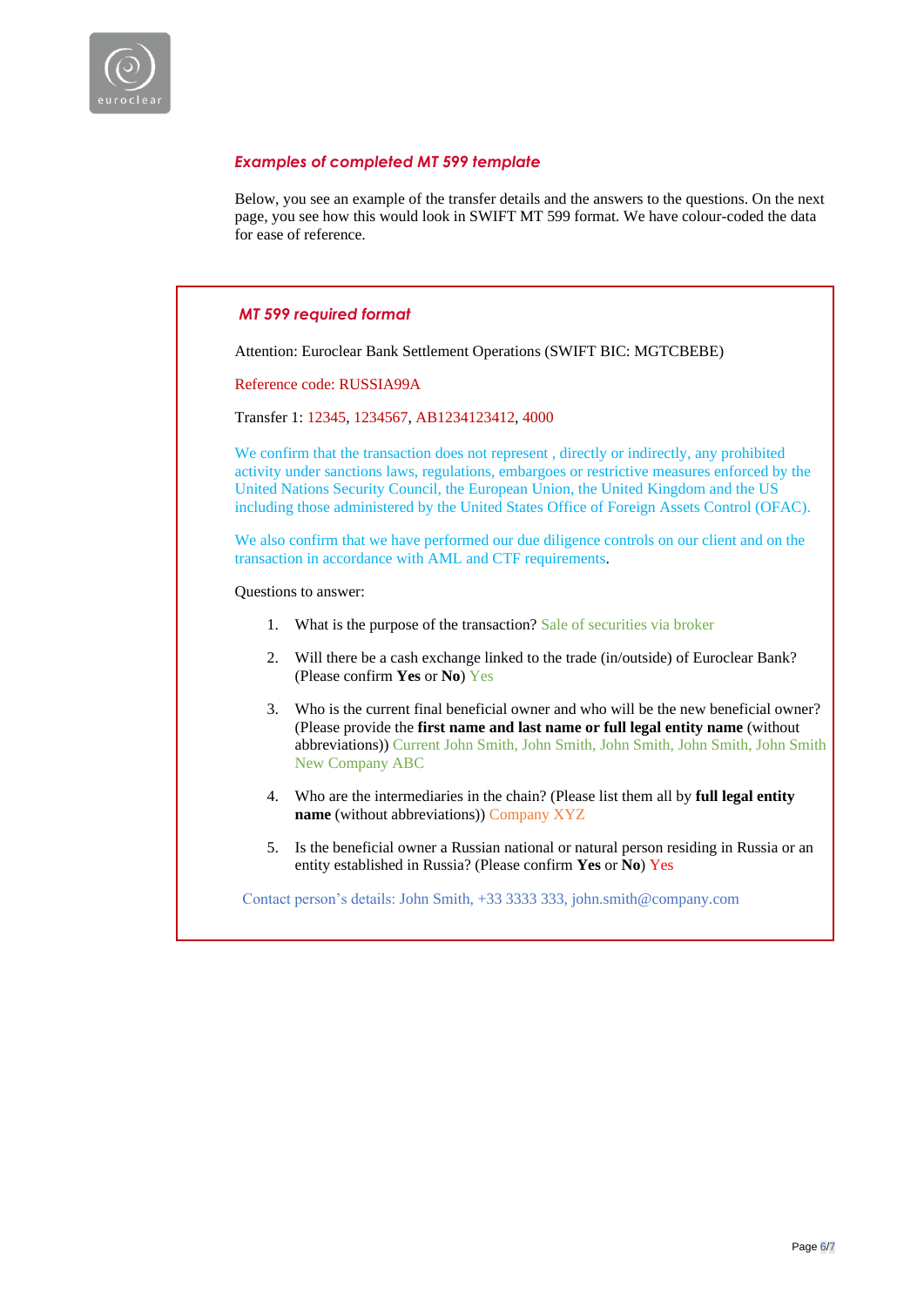## *Examples of completed MT 599 template*

Below, you see an example of the transfer details and the answers to the questions. On the next page, you see how this would look in SWIFT MT 599 format. We have colour-coded the data for ease of reference.

### *MT 599 required format*

Attention: Euroclear Bank Settlement Operations (SWIFT BIC: MGTCBEBE)

Reference code: RUSSIA99A

Transfer 1: 12345, 1234567, AB1234123412, 4000

We confirm that the transaction does not represent , directly or indirectly, any prohibited activity under sanctions laws, regulations, embargoes or restrictive measures enforced by the United Nations Security Council, the European Union, the United Kingdom and the US including those administered by the United States Office of Foreign Assets Control (OFAC).

We also confirm that we have performed our due diligence controls on our client and on the transaction in accordance with AML and CTF requirements.

Questions to answer:

1. What is the purpose of the transaction? Sale of securities via broker
2. Will there be a cash exchange linked to the trade (in/outside) of Euroclear Bank? (Please confirm **Yes** or **No**) Yes
3. Who is the current final beneficial owner and who will be the new beneficial owner? (Please provide the **first name and last name or full legal entity name** (without abbreviations)) Current John Smith, John Smith, John Smith, John Smith, John Smith New Company ABC
4. Who are the intermediaries in the chain? (Please list them all by **full legal entity name** (without abbreviations)) Company XYZ
5. Is the beneficial owner a Russian national or natural person residing in Russia or an entity established in Russia? (Please confirm **Yes** or **No**) Yes

Contact person's details: John Smith, +33 3333 333, john.smith@company.com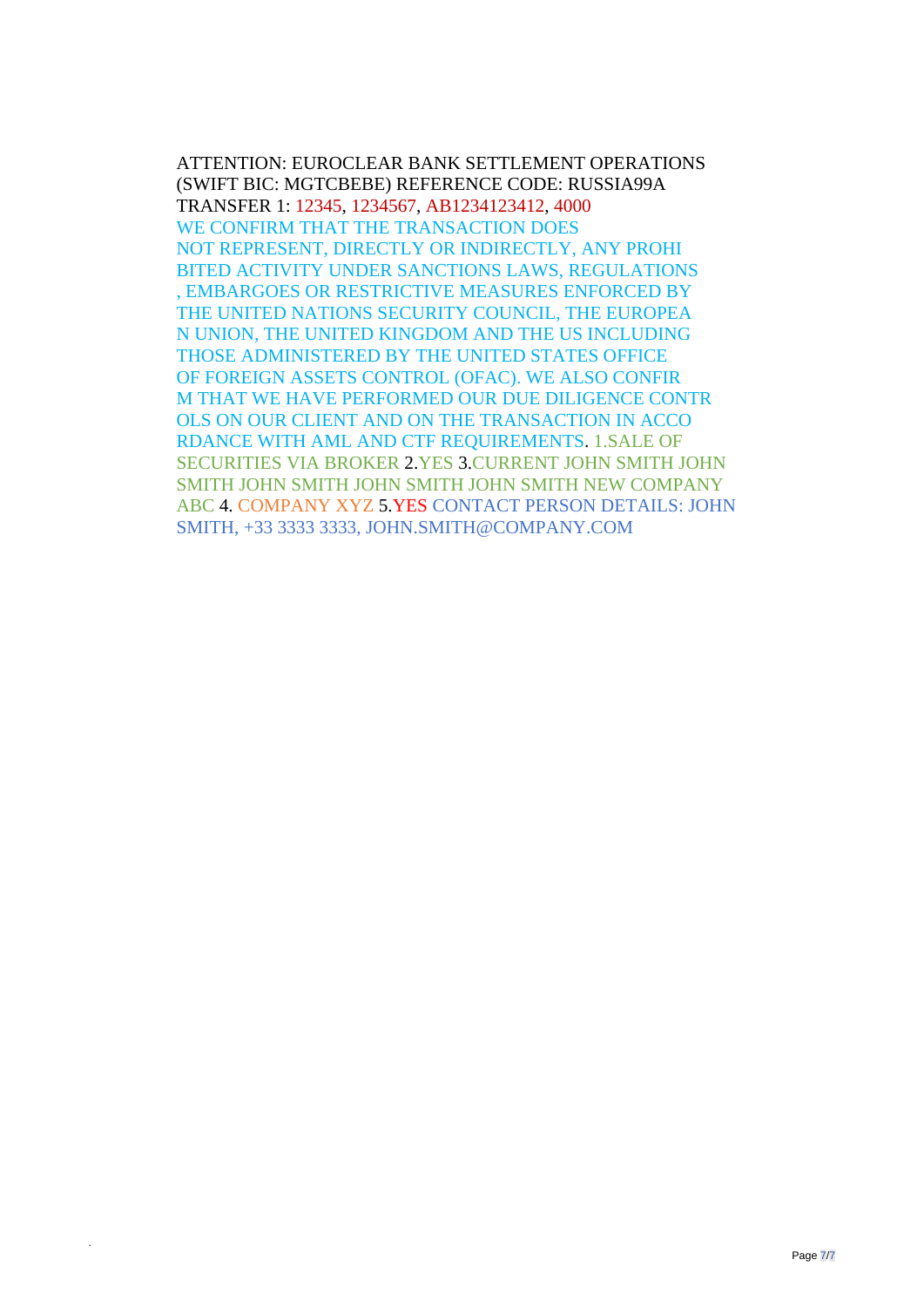ATTENTION: EUROCLEAR BANK SETTLEMENT OPERATIONS (SWIFT BIC: MGTCBEBE) REFERENCE CODE: RUSSIA99A TRANSFER 1: 12345, 1234567, AB1234123412, 4000 WE CONFIRM THAT THE TRANSACTION DOES NOT REPRESENT, DIRECTLY OR INDIRECTLY, ANY PROHI BITED ACTIVITY UNDER SANCTIONS LAWS, REGULATIONS , EMBARGOES OR RESTRICTIVE MEASURES ENFORCED BY THE UNITED NATIONS SECURITY COUNCIL, THE EUROPEA N UNION, THE UNITED KINGDOM AND THE US INCLUDING THOSE ADMINISTERED BY THE UNITED STATES OFFICE OF FOREIGN ASSETS CONTROL (OFAC). WE ALSO CONFIR M THAT WE HAVE PERFORMED OUR DUE DILIGENCE CONTR OLS ON OUR CLIENT AND ON THE TRANSACTION IN ACCO RDANCE WITH AML AND CTF REQUIREMENTS. 1.SALE OF SECURITIES VIA BROKER 2.YES 3.CURRENT JOHN SMITH JOHN SMITH JOHN SMITH JOHN SMITH JOHN SMITH NEW COMPANY ABC 4. COMPANY XYZ 5.YES CONTACT PERSON DETAILS: JOHN SMITH, +33 3333 3333, JOHN.SMITH@COMPANY.COM